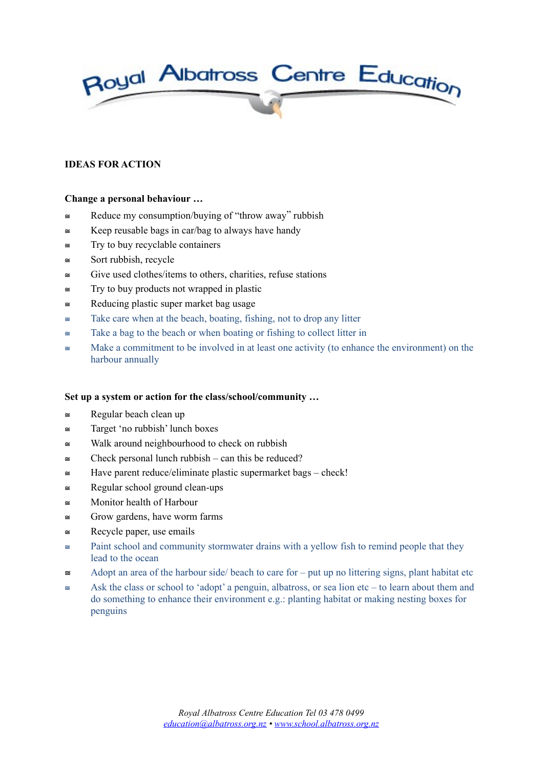Royal Albatross Centre Education

**IDEAS FOR ACTION**

**Change a personal behaviour …**

- Reduce my consumption/buying of "throw away" rubbish
- Keep reusable bags in car/bag to always have handy
- Try to buy recyclable containers
- Sort rubbish, recycle
- Give used clothes/items to others, charities, refuse stations
- Try to buy products not wrapped in plastic
- Reducing plastic super market bag usage
- Take care when at the beach, boating, fishing, not to drop any litter
- Take a bag to the beach or when boating or fishing to collect litter in
- Make a commitment to be involved in at least one activity (to enhance the environment) on the harbour annually

**Set up a system or action for the class/school/community …**

- Regular beach clean up
- Target 'no rubbish' lunch boxes
- Walk around neighbourhood to check on rubbish
- Check personal lunch rubbish – can this be reduced?
- Have parent reduce/eliminate plastic supermarket bags – check!
- Regular school ground clean-ups
- Monitor health of Harbour
- Grow gardens, have worm farms
- Recycle paper, use emails
- Paint school and community stormwater drains with a yellow fish to remind people that they lead to the ocean
- Adopt an area of the harbour side/ beach to care for – put up no littering signs, plant habitat etc
- Ask the class or school to 'adopt' a penguin, albatross, or sea lion etc – to learn about them and do something to enhance their environment e.g.: planting habitat or making nesting boxes for penguins

*Royal Albatross Centre Education Tel 03 478 0499*
*education@albatross.org.nz • www.school.albatross.org.nz*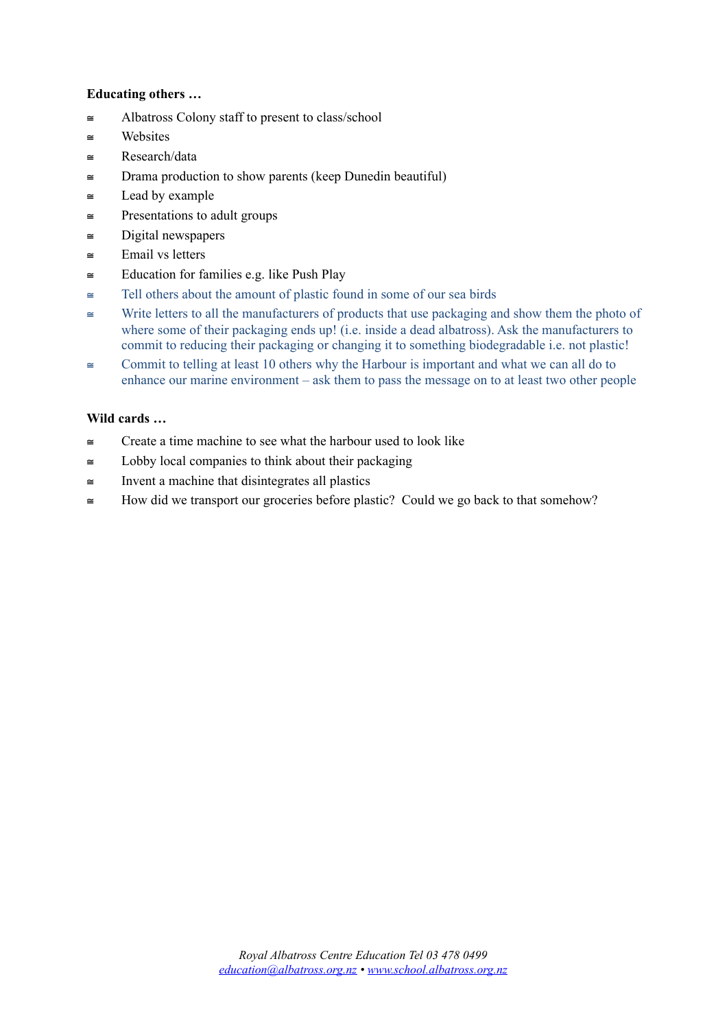**Educating others …**

- Albatross Colony staff to present to class/school
- Websites
- Research/data
- Drama production to show parents (keep Dunedin beautiful)
- Lead by example
- Presentations to adult groups
- Digital newspapers
- Email vs letters
- Education for families e.g. like Push Play
- Tell others about the amount of plastic found in some of our sea birds
- Write letters to all the manufacturers of products that use packaging and show them the photo of where some of their packaging ends up! (i.e. inside a dead albatross). Ask the manufacturers to commit to reducing their packaging or changing it to something biodegradable i.e. not plastic!
- Commit to telling at least 10 others why the Harbour is important and what we can all do to enhance our marine environment – ask them to pass the message on to at least two other people

**Wild cards …**

- Create a time machine to see what the harbour used to look like
- Lobby local companies to think about their packaging
- Invent a machine that disintegrates all plastics
- How did we transport our groceries before plastic? Could we go back to that somehow?

*Royal Albatross Centre Education Tel 03 478 0499*
*education@albatross.org.nz • www.school.albatross.org.nz*